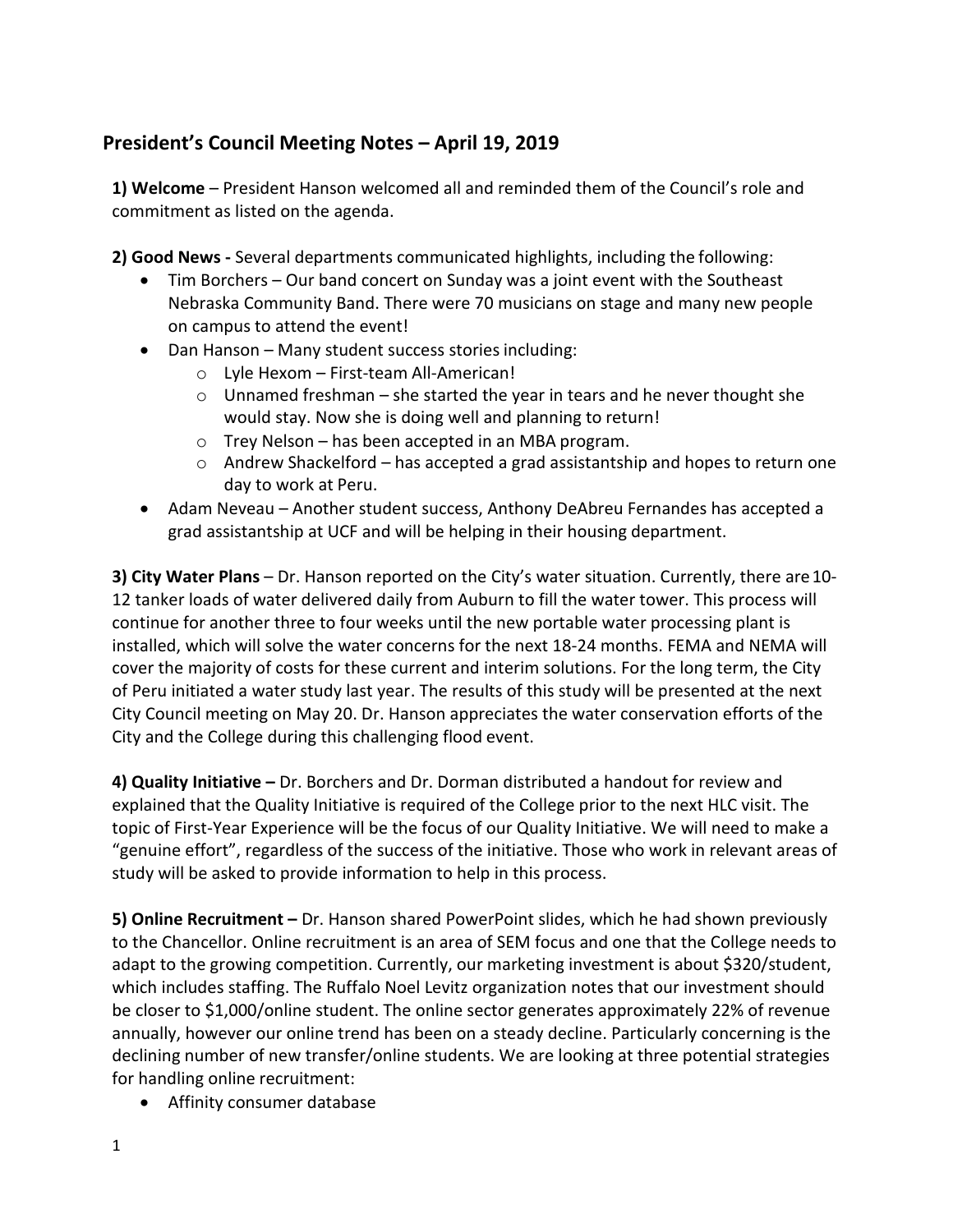## President's Council Meeting Notes – April 19, 2019

**1) Welcome** – President Hanson welcomed all and reminded them of the Council's role and commitment as listed on the agenda.

**2) Good News -** Several departments communicated highlights, including the following:

- Tim Borchers – Our band concert on Sunday was a joint event with the Southeast Nebraska Community Band. There were 70 musicians on stage and many new people on campus to attend the event!
- Dan Hanson – Many student success stories including:
  - Lyle Hexom – First-team All-American!
  - Unnamed freshman – she started the year in tears and he never thought she would stay. Now she is doing well and planning to return!
  - Trey Nelson – has been accepted in an MBA program.
  - Andrew Shackelford – has accepted a grad assistantship and hopes to return one day to work at Peru.
- Adam Neveau – Another student success, Anthony DeAbreu Fernandes has accepted a grad assistantship at UCF and will be helping in their housing department.

**3) City Water Plans** – Dr. Hanson reported on the City's water situation. Currently, there are 10-12 tanker loads of water delivered daily from Auburn to fill the water tower. This process will continue for another three to four weeks until the new portable water processing plant is installed, which will solve the water concerns for the next 18-24 months. FEMA and NEMA will cover the majority of costs for these current and interim solutions. For the long term, the City of Peru initiated a water study last year. The results of this study will be presented at the next City Council meeting on May 20. Dr. Hanson appreciates the water conservation efforts of the City and the College during this challenging flood event.

**4) Quality Initiative –** Dr. Borchers and Dr. Dorman distributed a handout for review and explained that the Quality Initiative is required of the College prior to the next HLC visit. The topic of First-Year Experience will be the focus of our Quality Initiative. We will need to make a "genuine effort", regardless of the success of the initiative. Those who work in relevant areas of study will be asked to provide information to help in this process.

**5) Online Recruitment –** Dr. Hanson shared PowerPoint slides, which he had shown previously to the Chancellor. Online recruitment is an area of SEM focus and one that the College needs to adapt to the growing competition. Currently, our marketing investment is about $320/student, which includes staffing. The Ruffalo Noel Levitz organization notes that our investment should be closer to $1,000/online student. The online sector generates approximately 22% of revenue annually, however our online trend has been on a steady decline. Particularly concerning is the declining number of new transfer/online students. We are looking at three potential strategies for handling online recruitment:

- Affinity consumer database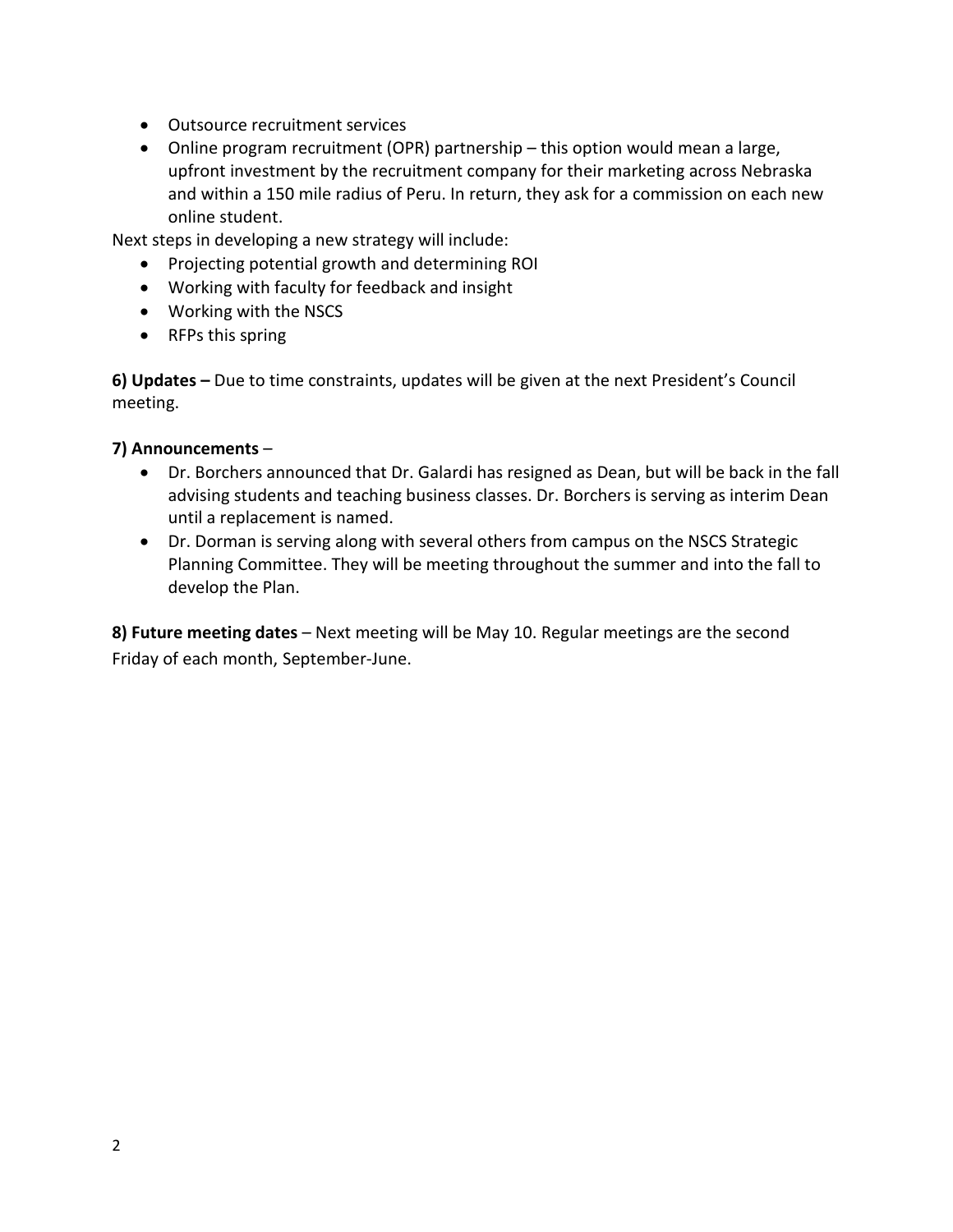- Outsource recruitment services
- Online program recruitment (OPR) partnership – this option would mean a large, upfront investment by the recruitment company for their marketing across Nebraska and within a 150 mile radius of Peru. In return, they ask for a commission on each new online student.

Next steps in developing a new strategy will include:

- Projecting potential growth and determining ROI
- Working with faculty for feedback and insight
- Working with the NSCS
- RFPs this spring

**6) Updates –** Due to time constraints, updates will be given at the next President's Council meeting.

**7) Announcements** –

- Dr. Borchers announced that Dr. Galardi has resigned as Dean, but will be back in the fall advising students and teaching business classes. Dr. Borchers is serving as interim Dean until a replacement is named.
- Dr. Dorman is serving along with several others from campus on the NSCS Strategic Planning Committee. They will be meeting throughout the summer and into the fall to develop the Plan.

**8) Future meeting dates** – Next meeting will be May 10. Regular meetings are the second Friday of each month, September-June.